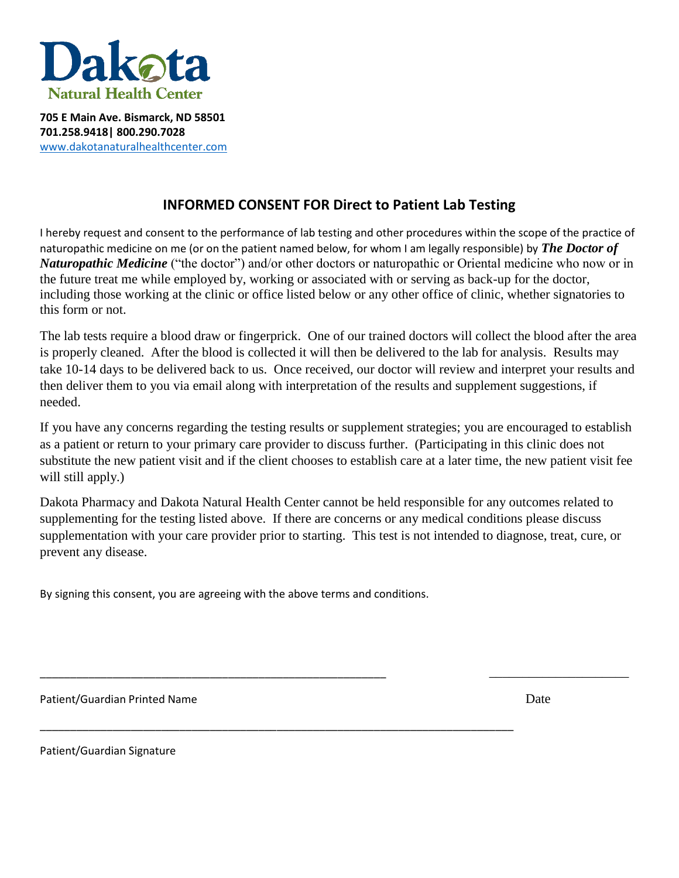**Dakota**
**Natural Health Center**

**705 E Main Ave. Bismarck, ND 58501**
**701.258.9418| 800.290.7028**
www.dakotanaturalhealthcenter.com

## INFORMED CONSENT FOR Direct to Patient Lab Testing

I hereby request and consent to the performance of lab testing and other procedures within the scope of the practice of naturopathic medicine on me (or on the patient named below, for whom I am legally responsible) by ***The Doctor of Naturopathic Medicine*** ("the doctor") and/or other doctors or naturopathic or Oriental medicine who now or in the future treat me while employed by, working or associated with or serving as back-up for the doctor, including those working at the clinic or office listed below or any other office of clinic, whether signatories to this form or not.

The lab tests require a blood draw or fingerprick. One of our trained doctors will collect the blood after the area is properly cleaned. After the blood is collected it will then be delivered to the lab for analysis. Results may take 10-14 days to be delivered back to us. Once received, our doctor will review and interpret your results and then deliver them to you via email along with interpretation of the results and supplement suggestions, if needed.

If you have any concerns regarding the testing results or supplement strategies; you are encouraged to establish as a patient or return to your primary care provider to discuss further. (Participating in this clinic does not substitute the new patient visit and if the client chooses to establish care at a later time, the new patient visit fee will still apply.)

Dakota Pharmacy and Dakota Natural Health Center cannot be held responsible for any outcomes related to supplementing for the testing listed above. If there are concerns or any medical conditions please discuss supplementation with your care provider prior to starting. This test is not intended to diagnose, treat, cure, or prevent any disease.

By signing this consent, you are agreeing with the above terms and conditions.

\_\_\_\_\_\_\_\_\_\_\_\_\_\_\_\_\_\_\_\_\_\_\_\_\_\_\_\_\_\_\_\_\_\_\_\_\_\_\_\_\_\_\_\_\_\_\_\_\_\_\_\_\_\_ \_\_\_\_\_\_\_\_\_\_\_\_\_\_\_\_\_\_\_\_\_\_

Patient/Guardian Printed Name Date

\_\_\_\_\_\_\_\_\_\_\_\_\_\_\_\_\_\_\_\_\_\_\_\_\_\_\_\_\_\_\_\_\_\_\_\_\_\_\_\_\_\_\_\_\_\_\_\_\_\_\_\_\_\_\_\_\_\_\_\_\_\_\_\_\_\_\_\_\_\_\_\_\_\_\_

Patient/Guardian Signature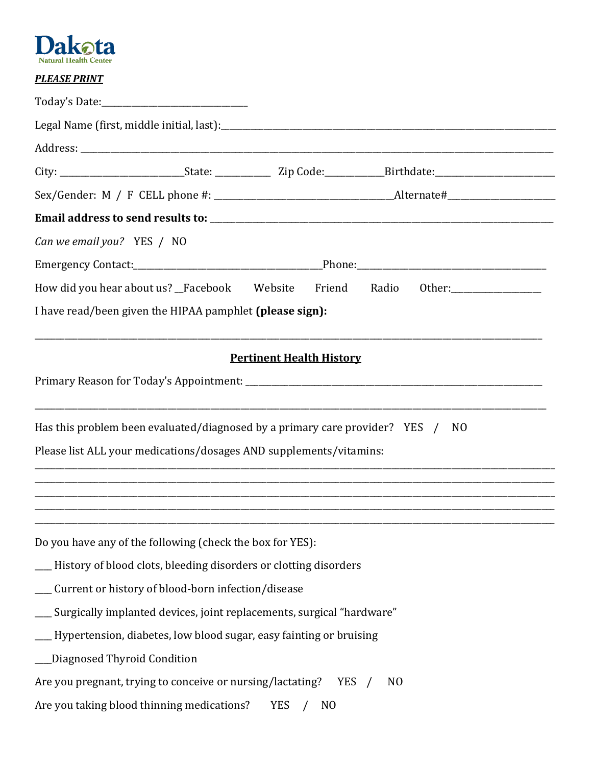Dakota
Natural Health Center

***PLEASE PRINT***

Today's Date:_______________________________

Legal Name (first, middle initial, last):_______________________________________________________________________

Address: _______________________________________________________________________________________________

City: __________________________State: ___________ Zip Code:___________Birthdate:_________________________

Sex/Gender: M / F CELL phone #: ______________________________________Alternate#_______________________

**Email address to send results to:** _____________________________________________________________________

*Can we email you?* YES / NO

Emergency Contact:_________________________________________Phone:_________________________________________

How did you hear about us? __Facebook Website Friend Radio Other:__________________

I have read/been given the HIPAA pamphlet **(please sign):**

_______________________________________________________________________________________________________

## Pertinent Health History

Primary Reason for Today's Appointment: __________________________________________________________________

_______________________________________________________________________________________________________

Has this problem been evaluated/diagnosed by a primary care provider? YES / NO

Please list ALL your medications/dosages AND supplements/vitamins:

_______________________________________________________________________________________________________
_______________________________________________________________________________________________________
_______________________________________________________________________________________________________
_______________________________________________________________________________________________________
_______________________________________________________________________________________________________

Do you have any of the following (check the box for YES):

____ History of blood clots, bleeding disorders or clotting disorders

____ Current or history of blood-born infection/disease

____ Surgically implanted devices, joint replacements, surgical "hardware"

____ Hypertension, diabetes, low blood sugar, easy fainting or bruising

___Diagnosed Thyroid Condition

Are you pregnant, trying to conceive or nursing/lactating? YES / NO

Are you taking blood thinning medications? YES / NO